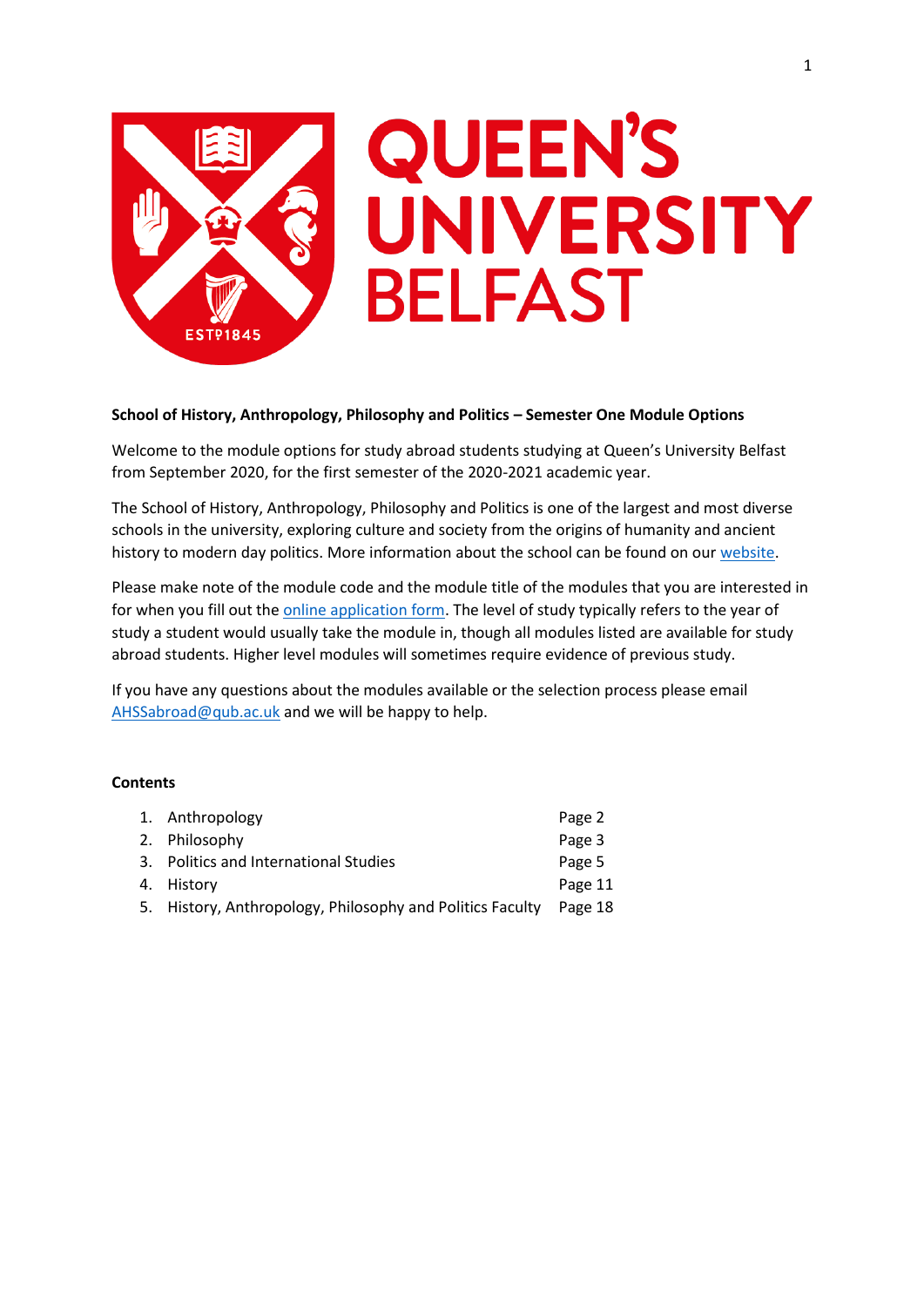QUEEN'S UNIVERSITY BELFAST

**School of History, Anthropology, Philosophy and Politics – Semester One Module Options**

Welcome to the module options for study abroad students studying at Queen's University Belfast from September 2020, for the first semester of the 2020-2021 academic year.

The School of History, Anthropology, Philosophy and Politics is one of the largest and most diverse schools in the university, exploring culture and society from the origins of humanity and ancient history to modern day politics. More information about the school can be found on our website.

Please make note of the module code and the module title of the modules that you are interested in for when you fill out the online application form. The level of study typically refers to the year of study a student would usually take the module in, though all modules listed are available for study abroad students. Higher level modules will sometimes require evidence of previous study.

If you have any questions about the modules available or the selection process please email AHSSabroad@qub.ac.uk and we will be happy to help.

**Contents**

1. Anthropology — Page 2
2. Philosophy — Page 3
3. Politics and International Studies — Page 5
4. History — Page 11
5. History, Anthropology, Philosophy and Politics Faculty — Page 18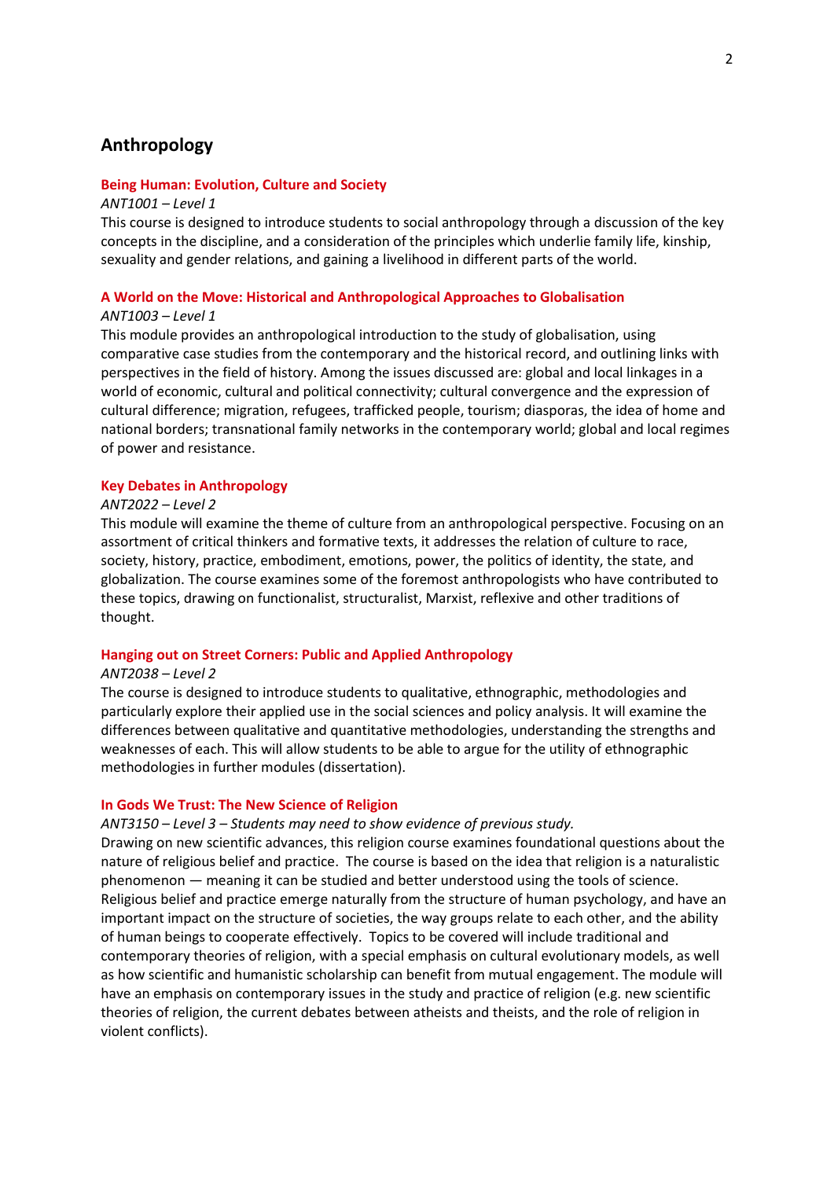## Anthropology

### Being Human: Evolution, Culture and Society

*ANT1001 – Level 1*

This course is designed to introduce students to social anthropology through a discussion of the key concepts in the discipline, and a consideration of the principles which underlie family life, kinship, sexuality and gender relations, and gaining a livelihood in different parts of the world.

### A World on the Move: Historical and Anthropological Approaches to Globalisation

*ANT1003 – Level 1*

This module provides an anthropological introduction to the study of globalisation, using comparative case studies from the contemporary and the historical record, and outlining links with perspectives in the field of history. Among the issues discussed are: global and local linkages in a world of economic, cultural and political connectivity; cultural convergence and the expression of cultural difference; migration, refugees, trafficked people, tourism; diasporas, the idea of home and national borders; transnational family networks in the contemporary world; global and local regimes of power and resistance.

### Key Debates in Anthropology

*ANT2022 – Level 2*

This module will examine the theme of culture from an anthropological perspective. Focusing on an assortment of critical thinkers and formative texts, it addresses the relation of culture to race, society, history, practice, embodiment, emotions, power, the politics of identity, the state, and globalization. The course examines some of the foremost anthropologists who have contributed to these topics, drawing on functionalist, structuralist, Marxist, reflexive and other traditions of thought.

### Hanging out on Street Corners: Public and Applied Anthropology

*ANT2038 – Level 2*

The course is designed to introduce students to qualitative, ethnographic, methodologies and particularly explore their applied use in the social sciences and policy analysis. It will examine the differences between qualitative and quantitative methodologies, understanding the strengths and weaknesses of each. This will allow students to be able to argue for the utility of ethnographic methodologies in further modules (dissertation).

### In Gods We Trust: The New Science of Religion

*ANT3150 – Level 3 – Students may need to show evidence of previous study.*

Drawing on new scientific advances, this religion course examines foundational questions about the nature of religious belief and practice. The course is based on the idea that religion is a naturalistic phenomenon — meaning it can be studied and better understood using the tools of science. Religious belief and practice emerge naturally from the structure of human psychology, and have an important impact on the structure of societies, the way groups relate to each other, and the ability of human beings to cooperate effectively. Topics to be covered will include traditional and contemporary theories of religion, with a special emphasis on cultural evolutionary models, as well as how scientific and humanistic scholarship can benefit from mutual engagement. The module will have an emphasis on contemporary issues in the study and practice of religion (e.g. new scientific theories of religion, the current debates between atheists and theists, and the role of religion in violent conflicts).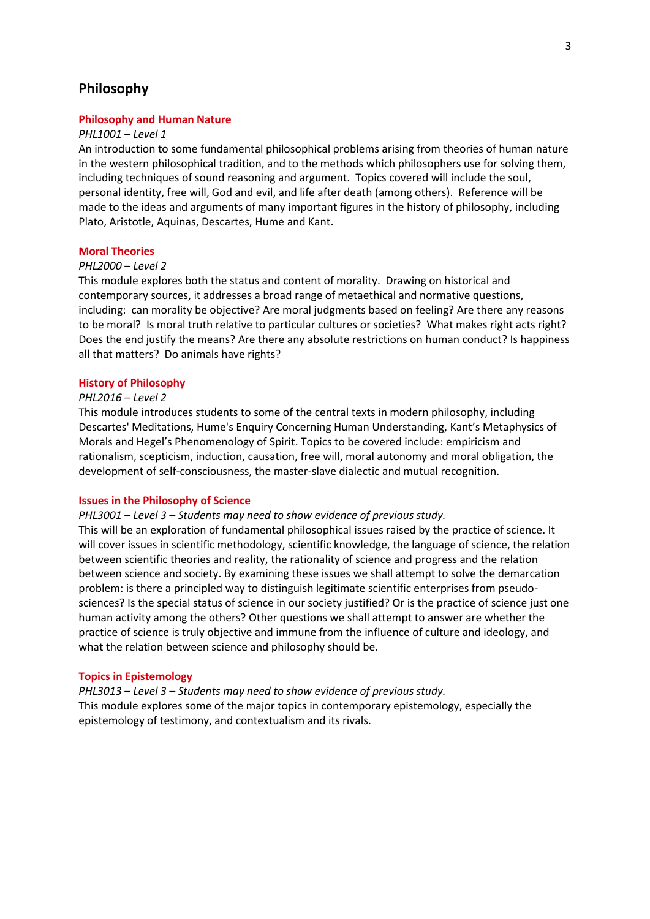# Philosophy

### Philosophy and Human Nature

*PHL1001 – Level 1*

An introduction to some fundamental philosophical problems arising from theories of human nature in the western philosophical tradition, and to the methods which philosophers use for solving them, including techniques of sound reasoning and argument. Topics covered will include the soul, personal identity, free will, God and evil, and life after death (among others). Reference will be made to the ideas and arguments of many important figures in the history of philosophy, including Plato, Aristotle, Aquinas, Descartes, Hume and Kant.

### Moral Theories

*PHL2000 – Level 2*

This module explores both the status and content of morality. Drawing on historical and contemporary sources, it addresses a broad range of metaethical and normative questions, including: can morality be objective? Are moral judgments based on feeling? Are there any reasons to be moral? Is moral truth relative to particular cultures or societies? What makes right acts right? Does the end justify the means? Are there any absolute restrictions on human conduct? Is happiness all that matters? Do animals have rights?

### History of Philosophy

*PHL2016 – Level 2*

This module introduces students to some of the central texts in modern philosophy, including Descartes' Meditations, Hume's Enquiry Concerning Human Understanding, Kant's Metaphysics of Morals and Hegel's Phenomenology of Spirit. Topics to be covered include: empiricism and rationalism, scepticism, induction, causation, free will, moral autonomy and moral obligation, the development of self-consciousness, the master-slave dialectic and mutual recognition.

### Issues in the Philosophy of Science

*PHL3001 – Level 3 – Students may need to show evidence of previous study.*

This will be an exploration of fundamental philosophical issues raised by the practice of science. It will cover issues in scientific methodology, scientific knowledge, the language of science, the relation between scientific theories and reality, the rationality of science and progress and the relation between science and society. By examining these issues we shall attempt to solve the demarcation problem: is there a principled way to distinguish legitimate scientific enterprises from pseudo-sciences? Is the special status of science in our society justified? Or is the practice of science just one human activity among the others? Other questions we shall attempt to answer are whether the practice of science is truly objective and immune from the influence of culture and ideology, and what the relation between science and philosophy should be.

### Topics in Epistemology

*PHL3013 – Level 3 – Students may need to show evidence of previous study.*

This module explores some of the major topics in contemporary epistemology, especially the epistemology of testimony, and contextualism and its rivals.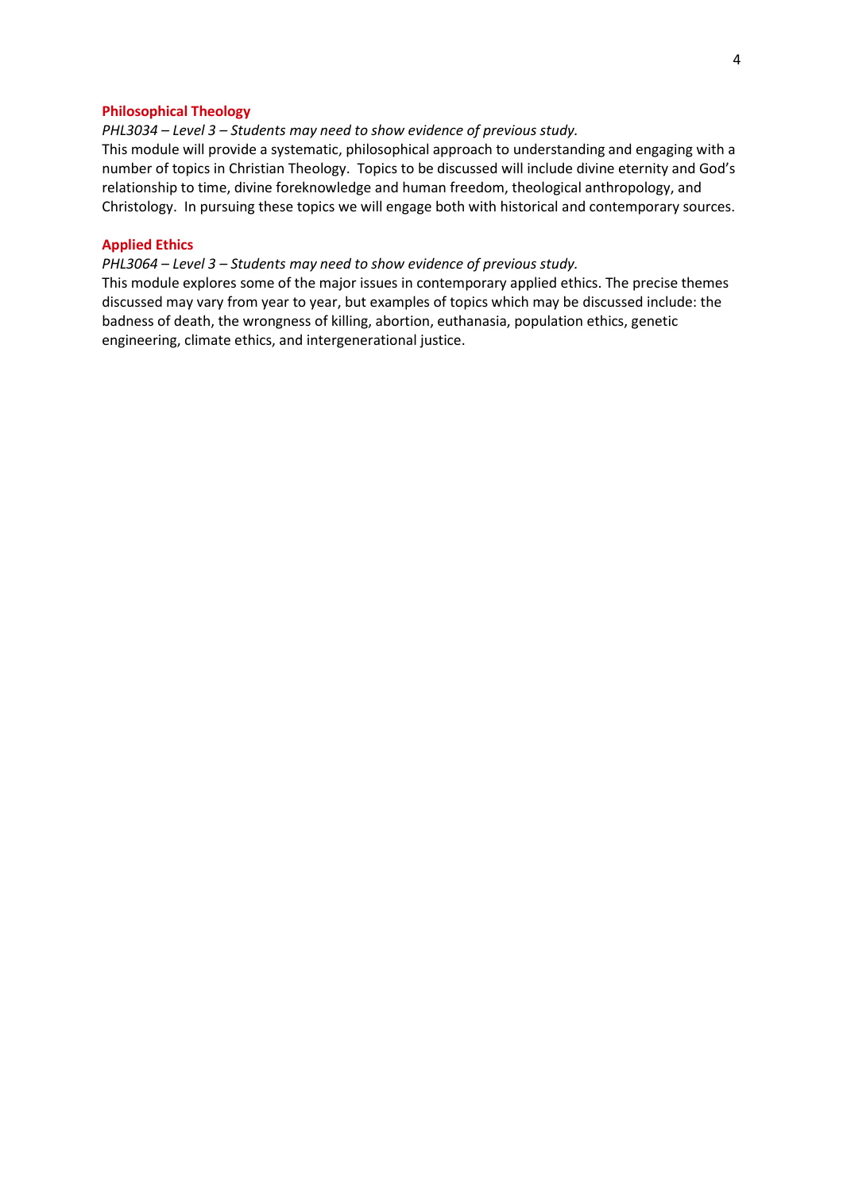### Philosophical Theology

*PHL3034 – Level 3 – Students may need to show evidence of previous study.*

This module will provide a systematic, philosophical approach to understanding and engaging with a number of topics in Christian Theology. Topics to be discussed will include divine eternity and God's relationship to time, divine foreknowledge and human freedom, theological anthropology, and Christology. In pursuing these topics we will engage both with historical and contemporary sources.

### Applied Ethics

*PHL3064 – Level 3 – Students may need to show evidence of previous study.*

This module explores some of the major issues in contemporary applied ethics. The precise themes discussed may vary from year to year, but examples of topics which may be discussed include: the badness of death, the wrongness of killing, abortion, euthanasia, population ethics, genetic engineering, climate ethics, and intergenerational justice.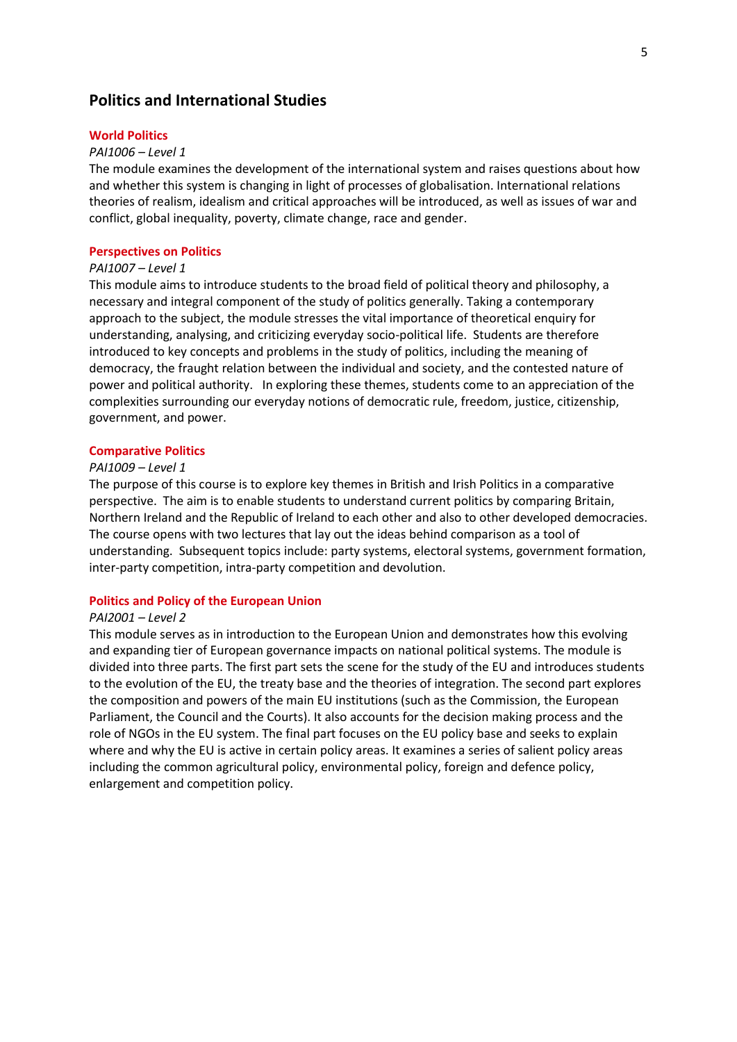## Politics and International Studies

### World Politics

*PAI1006 – Level 1*

The module examines the development of the international system and raises questions about how and whether this system is changing in light of processes of globalisation. International relations theories of realism, idealism and critical approaches will be introduced, as well as issues of war and conflict, global inequality, poverty, climate change, race and gender.

### Perspectives on Politics

*PAI1007 – Level 1*

This module aims to introduce students to the broad field of political theory and philosophy, a necessary and integral component of the study of politics generally. Taking a contemporary approach to the subject, the module stresses the vital importance of theoretical enquiry for understanding, analysing, and criticizing everyday socio-political life. Students are therefore introduced to key concepts and problems in the study of politics, including the meaning of democracy, the fraught relation between the individual and society, and the contested nature of power and political authority. In exploring these themes, students come to an appreciation of the complexities surrounding our everyday notions of democratic rule, freedom, justice, citizenship, government, and power.

### Comparative Politics

*PAI1009 – Level 1*

The purpose of this course is to explore key themes in British and Irish Politics in a comparative perspective. The aim is to enable students to understand current politics by comparing Britain, Northern Ireland and the Republic of Ireland to each other and also to other developed democracies. The course opens with two lectures that lay out the ideas behind comparison as a tool of understanding. Subsequent topics include: party systems, electoral systems, government formation, inter-party competition, intra-party competition and devolution.

### Politics and Policy of the European Union

*PAI2001 – Level 2*

This module serves as in introduction to the European Union and demonstrates how this evolving and expanding tier of European governance impacts on national political systems. The module is divided into three parts. The first part sets the scene for the study of the EU and introduces students to the evolution of the EU, the treaty base and the theories of integration. The second part explores the composition and powers of the main EU institutions (such as the Commission, the European Parliament, the Council and the Courts). It also accounts for the decision making process and the role of NGOs in the EU system. The final part focuses on the EU policy base and seeks to explain where and why the EU is active in certain policy areas. It examines a series of salient policy areas including the common agricultural policy, environmental policy, foreign and defence policy, enlargement and competition policy.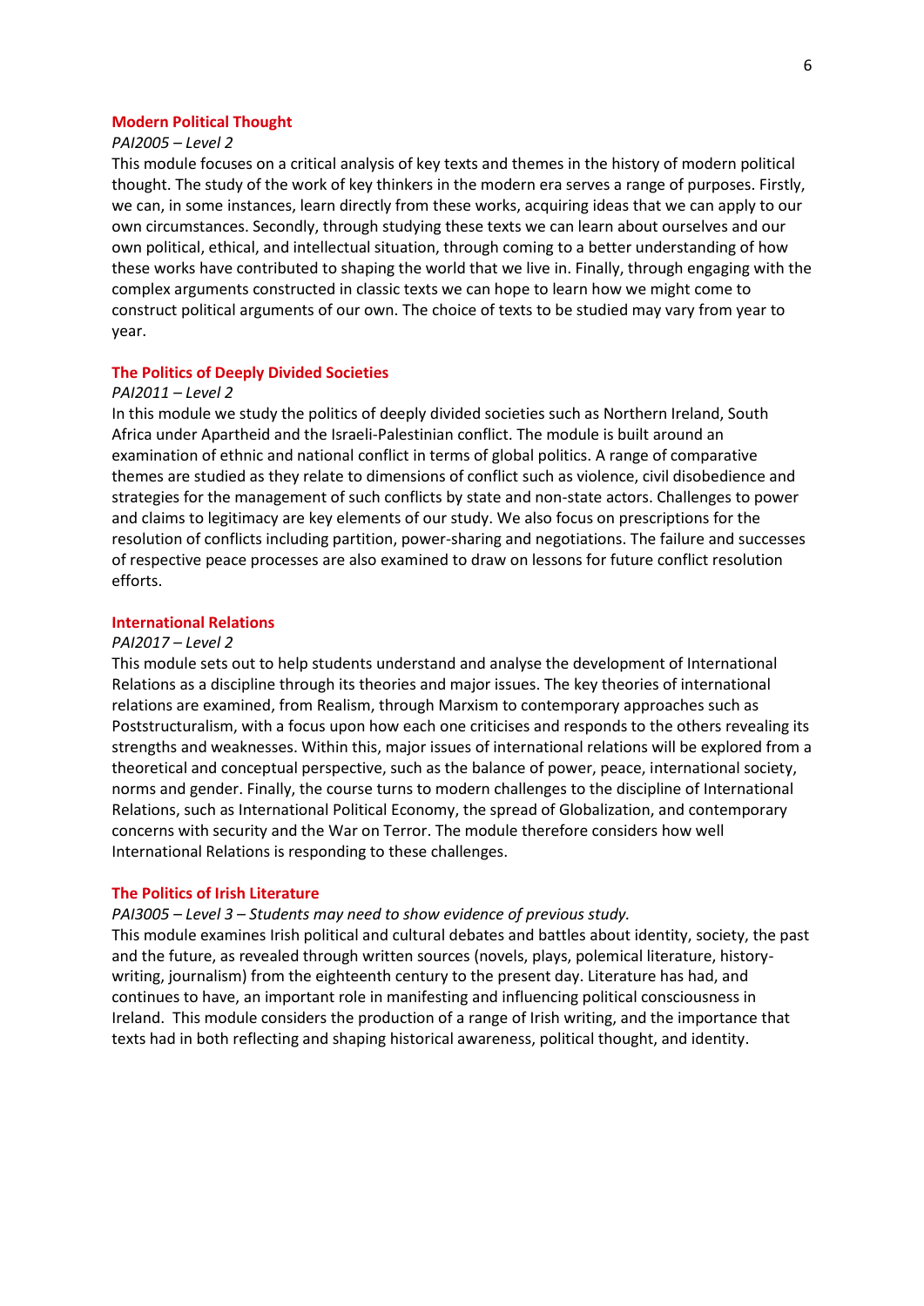### Modern Political Thought

*PAI2005 – Level 2*

This module focuses on a critical analysis of key texts and themes in the history of modern political thought. The study of the work of key thinkers in the modern era serves a range of purposes. Firstly, we can, in some instances, learn directly from these works, acquiring ideas that we can apply to our own circumstances. Secondly, through studying these texts we can learn about ourselves and our own political, ethical, and intellectual situation, through coming to a better understanding of how these works have contributed to shaping the world that we live in. Finally, through engaging with the complex arguments constructed in classic texts we can hope to learn how we might come to construct political arguments of our own. The choice of texts to be studied may vary from year to year.

### The Politics of Deeply Divided Societies

*PAI2011 – Level 2*

In this module we study the politics of deeply divided societies such as Northern Ireland, South Africa under Apartheid and the Israeli-Palestinian conflict. The module is built around an examination of ethnic and national conflict in terms of global politics. A range of comparative themes are studied as they relate to dimensions of conflict such as violence, civil disobedience and strategies for the management of such conflicts by state and non-state actors. Challenges to power and claims to legitimacy are key elements of our study. We also focus on prescriptions for the resolution of conflicts including partition, power-sharing and negotiations. The failure and successes of respective peace processes are also examined to draw on lessons for future conflict resolution efforts.

### International Relations

*PAI2017 – Level 2*

This module sets out to help students understand and analyse the development of International Relations as a discipline through its theories and major issues. The key theories of international relations are examined, from Realism, through Marxism to contemporary approaches such as Poststructuralism, with a focus upon how each one criticises and responds to the others revealing its strengths and weaknesses. Within this, major issues of international relations will be explored from a theoretical and conceptual perspective, such as the balance of power, peace, international society, norms and gender. Finally, the course turns to modern challenges to the discipline of International Relations, such as International Political Economy, the spread of Globalization, and contemporary concerns with security and the War on Terror. The module therefore considers how well International Relations is responding to these challenges.

### The Politics of Irish Literature

*PAI3005 – Level 3 – Students may need to show evidence of previous study.*

This module examines Irish political and cultural debates and battles about identity, society, the past and the future, as revealed through written sources (novels, plays, polemical literature, history-writing, journalism) from the eighteenth century to the present day. Literature has had, and continues to have, an important role in manifesting and influencing political consciousness in Ireland. This module considers the production of a range of Irish writing, and the importance that texts had in both reflecting and shaping historical awareness, political thought, and identity.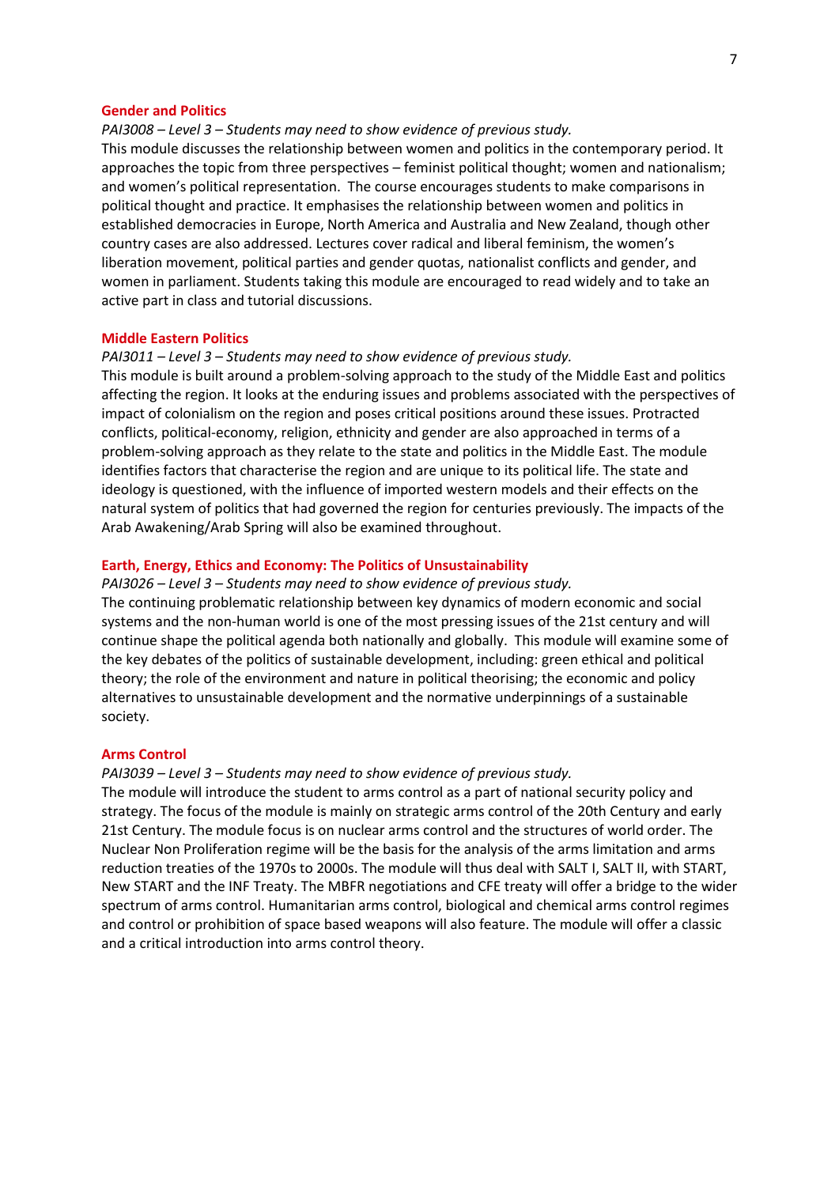### Gender and Politics

*PAI3008 – Level 3 – Students may need to show evidence of previous study.*

This module discusses the relationship between women and politics in the contemporary period. It approaches the topic from three perspectives – feminist political thought; women and nationalism; and women's political representation. The course encourages students to make comparisons in political thought and practice. It emphasises the relationship between women and politics in established democracies in Europe, North America and Australia and New Zealand, though other country cases are also addressed. Lectures cover radical and liberal feminism, the women's liberation movement, political parties and gender quotas, nationalist conflicts and gender, and women in parliament. Students taking this module are encouraged to read widely and to take an active part in class and tutorial discussions.

### Middle Eastern Politics

*PAI3011 – Level 3 – Students may need to show evidence of previous study.*

This module is built around a problem-solving approach to the study of the Middle East and politics affecting the region. It looks at the enduring issues and problems associated with the perspectives of impact of colonialism on the region and poses critical positions around these issues. Protracted conflicts, political-economy, religion, ethnicity and gender are also approached in terms of a problem-solving approach as they relate to the state and politics in the Middle East. The module identifies factors that characterise the region and are unique to its political life. The state and ideology is questioned, with the influence of imported western models and their effects on the natural system of politics that had governed the region for centuries previously. The impacts of the Arab Awakening/Arab Spring will also be examined throughout.

### Earth, Energy, Ethics and Economy: The Politics of Unsustainability

*PAI3026 – Level 3 – Students may need to show evidence of previous study.*

The continuing problematic relationship between key dynamics of modern economic and social systems and the non-human world is one of the most pressing issues of the 21st century and will continue shape the political agenda both nationally and globally. This module will examine some of the key debates of the politics of sustainable development, including: green ethical and political theory; the role of the environment and nature in political theorising; the economic and policy alternatives to unsustainable development and the normative underpinnings of a sustainable society.

### Arms Control

*PAI3039 – Level 3 – Students may need to show evidence of previous study.*

The module will introduce the student to arms control as a part of national security policy and strategy. The focus of the module is mainly on strategic arms control of the 20th Century and early 21st Century. The module focus is on nuclear arms control and the structures of world order. The Nuclear Non Proliferation regime will be the basis for the analysis of the arms limitation and arms reduction treaties of the 1970s to 2000s. The module will thus deal with SALT I, SALT II, with START, New START and the INF Treaty. The MBFR negotiations and CFE treaty will offer a bridge to the wider spectrum of arms control. Humanitarian arms control, biological and chemical arms control regimes and control or prohibition of space based weapons will also feature. The module will offer a classic and a critical introduction into arms control theory.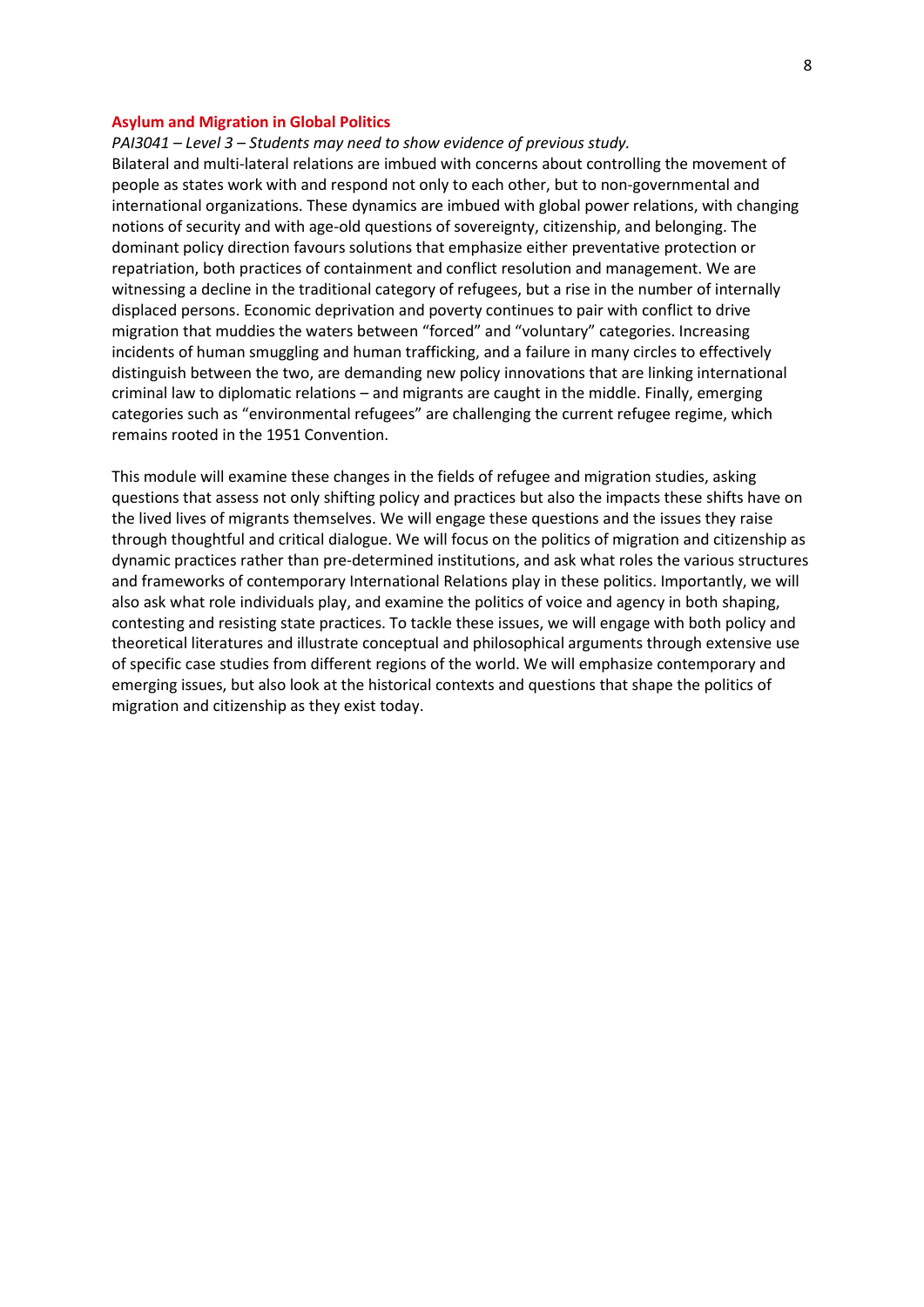## Asylum and Migration in Global Politics

*PAI3041 – Level 3 – Students may need to show evidence of previous study.*

Bilateral and multi-lateral relations are imbued with concerns about controlling the movement of people as states work with and respond not only to each other, but to non-governmental and international organizations. These dynamics are imbued with global power relations, with changing notions of security and with age-old questions of sovereignty, citizenship, and belonging. The dominant policy direction favours solutions that emphasize either preventative protection or repatriation, both practices of containment and conflict resolution and management. We are witnessing a decline in the traditional category of refugees, but a rise in the number of internally displaced persons. Economic deprivation and poverty continues to pair with conflict to drive migration that muddies the waters between "forced" and "voluntary" categories. Increasing incidents of human smuggling and human trafficking, and a failure in many circles to effectively distinguish between the two, are demanding new policy innovations that are linking international criminal law to diplomatic relations – and migrants are caught in the middle. Finally, emerging categories such as "environmental refugees" are challenging the current refugee regime, which remains rooted in the 1951 Convention.

This module will examine these changes in the fields of refugee and migration studies, asking questions that assess not only shifting policy and practices but also the impacts these shifts have on the lived lives of migrants themselves. We will engage these questions and the issues they raise through thoughtful and critical dialogue. We will focus on the politics of migration and citizenship as dynamic practices rather than pre-determined institutions, and ask what roles the various structures and frameworks of contemporary International Relations play in these politics. Importantly, we will also ask what role individuals play, and examine the politics of voice and agency in both shaping, contesting and resisting state practices. To tackle these issues, we will engage with both policy and theoretical literatures and illustrate conceptual and philosophical arguments through extensive use of specific case studies from different regions of the world. We will emphasize contemporary and emerging issues, but also look at the historical contexts and questions that shape the politics of migration and citizenship as they exist today.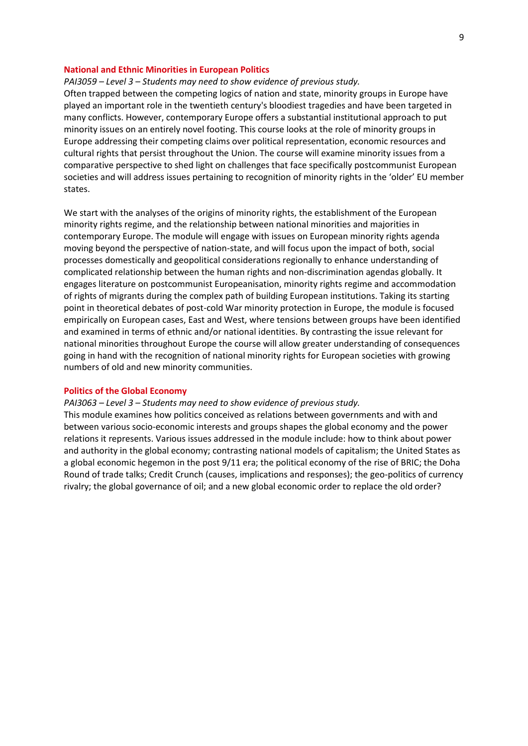### National and Ethnic Minorities in European Politics

*PAI3059 – Level 3 – Students may need to show evidence of previous study.*

Often trapped between the competing logics of nation and state, minority groups in Europe have played an important role in the twentieth century's bloodiest tragedies and have been targeted in many conflicts. However, contemporary Europe offers a substantial institutional approach to put minority issues on an entirely novel footing. This course looks at the role of minority groups in Europe addressing their competing claims over political representation, economic resources and cultural rights that persist throughout the Union. The course will examine minority issues from a comparative perspective to shed light on challenges that face specifically postcommunist European societies and will address issues pertaining to recognition of minority rights in the 'older' EU member states.

We start with the analyses of the origins of minority rights, the establishment of the European minority rights regime, and the relationship between national minorities and majorities in contemporary Europe. The module will engage with issues on European minority rights agenda moving beyond the perspective of nation-state, and will focus upon the impact of both, social processes domestically and geopolitical considerations regionally to enhance understanding of complicated relationship between the human rights and non-discrimination agendas globally. It engages literature on postcommunist Europeanisation, minority rights regime and accommodation of rights of migrants during the complex path of building European institutions. Taking its starting point in theoretical debates of post-cold War minority protection in Europe, the module is focused empirically on European cases, East and West, where tensions between groups have been identified and examined in terms of ethnic and/or national identities. By contrasting the issue relevant for national minorities throughout Europe the course will allow greater understanding of consequences going in hand with the recognition of national minority rights for European societies with growing numbers of old and new minority communities.

### Politics of the Global Economy

*PAI3063 – Level 3 – Students may need to show evidence of previous study.*

This module examines how politics conceived as relations between governments and with and between various socio-economic interests and groups shapes the global economy and the power relations it represents. Various issues addressed in the module include: how to think about power and authority in the global economy; contrasting national models of capitalism; the United States as a global economic hegemon in the post 9/11 era; the political economy of the rise of BRIC; the Doha Round of trade talks; Credit Crunch (causes, implications and responses); the geo-politics of currency rivalry; the global governance of oil; and a new global economic order to replace the old order?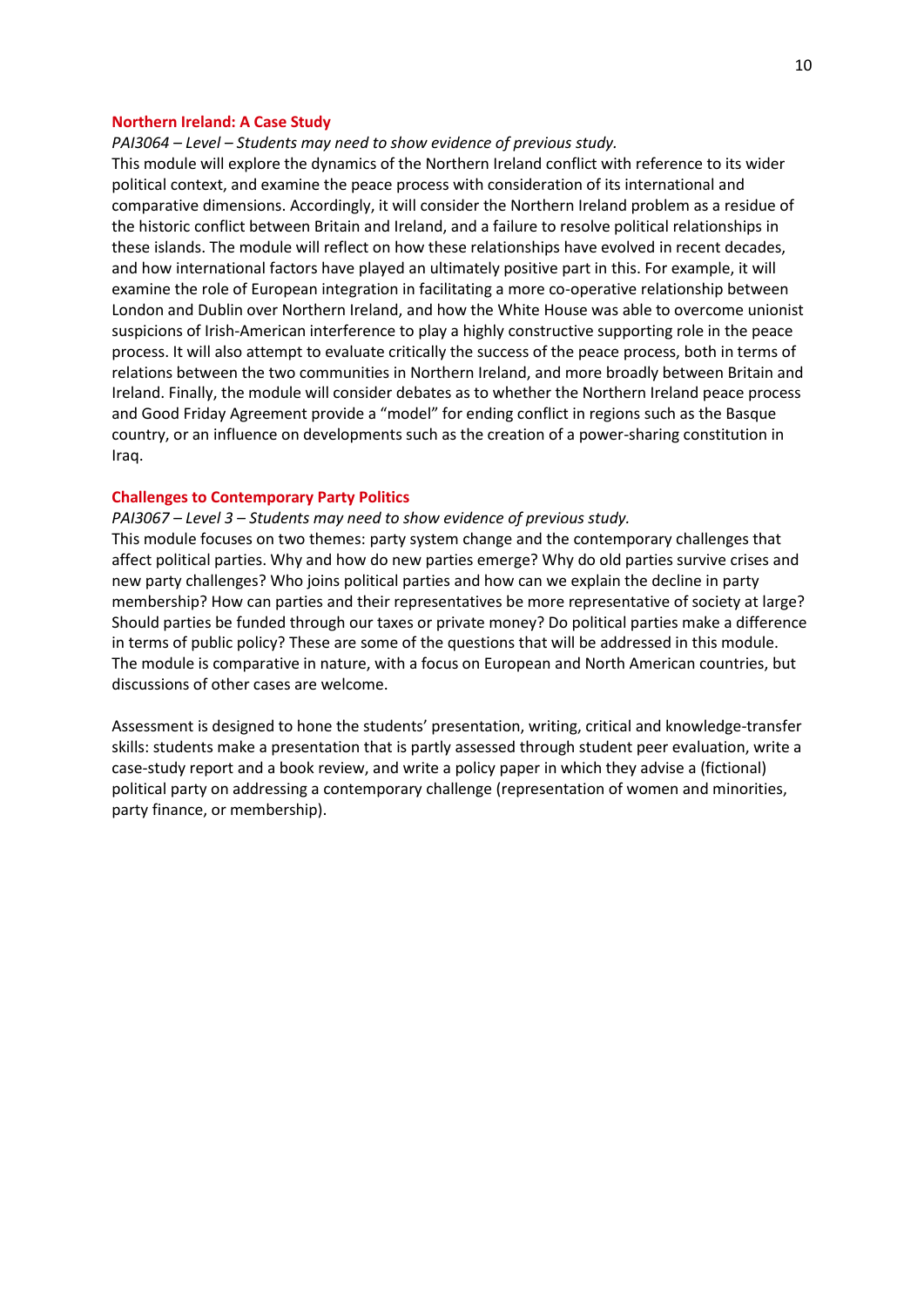## Northern Ireland: A Case Study

*PAI3064 – Level – Students may need to show evidence of previous study.*

This module will explore the dynamics of the Northern Ireland conflict with reference to its wider political context, and examine the peace process with consideration of its international and comparative dimensions. Accordingly, it will consider the Northern Ireland problem as a residue of the historic conflict between Britain and Ireland, and a failure to resolve political relationships in these islands. The module will reflect on how these relationships have evolved in recent decades, and how international factors have played an ultimately positive part in this. For example, it will examine the role of European integration in facilitating a more co-operative relationship between London and Dublin over Northern Ireland, and how the White House was able to overcome unionist suspicions of Irish-American interference to play a highly constructive supporting role in the peace process. It will also attempt to evaluate critically the success of the peace process, both in terms of relations between the two communities in Northern Ireland, and more broadly between Britain and Ireland. Finally, the module will consider debates as to whether the Northern Ireland peace process and Good Friday Agreement provide a "model" for ending conflict in regions such as the Basque country, or an influence on developments such as the creation of a power-sharing constitution in Iraq.

## Challenges to Contemporary Party Politics

*PAI3067 – Level 3 – Students may need to show evidence of previous study.*

This module focuses on two themes: party system change and the contemporary challenges that affect political parties. Why and how do new parties emerge? Why do old parties survive crises and new party challenges? Who joins political parties and how can we explain the decline in party membership? How can parties and their representatives be more representative of society at large? Should parties be funded through our taxes or private money? Do political parties make a difference in terms of public policy? These are some of the questions that will be addressed in this module. The module is comparative in nature, with a focus on European and North American countries, but discussions of other cases are welcome.

Assessment is designed to hone the students' presentation, writing, critical and knowledge-transfer skills: students make a presentation that is partly assessed through student peer evaluation, write a case-study report and a book review, and write a policy paper in which they advise a (fictional) political party on addressing a contemporary challenge (representation of women and minorities, party finance, or membership).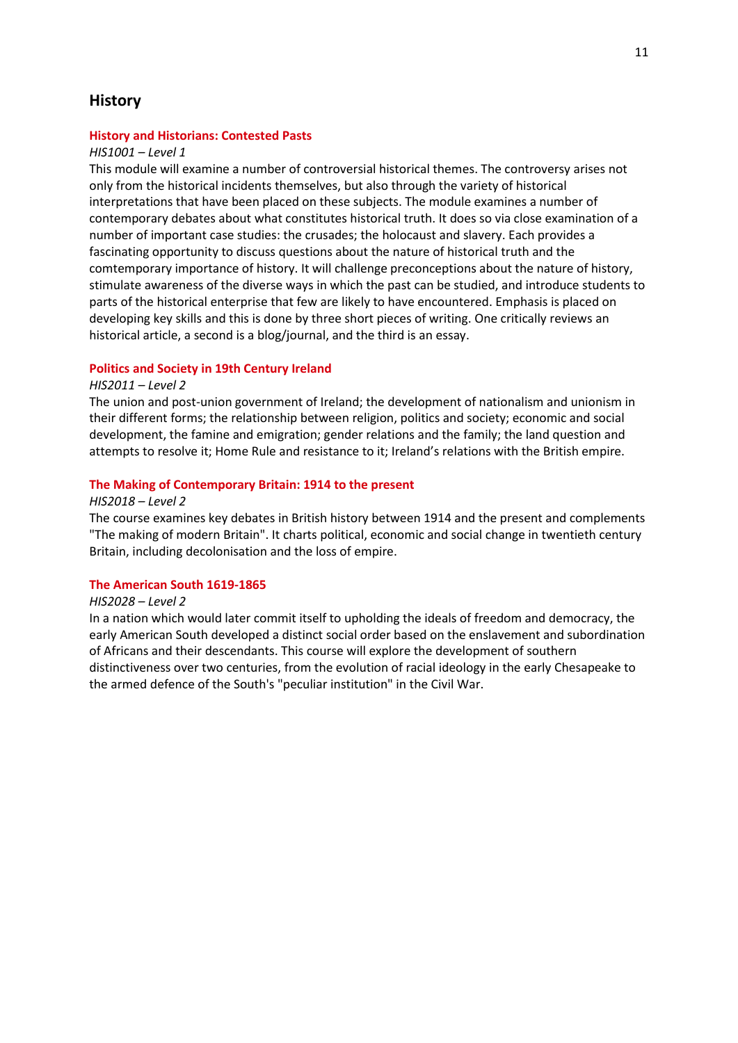## History

### History and Historians: Contested Pasts

*HIS1001 – Level 1*

This module will examine a number of controversial historical themes. The controversy arises not only from the historical incidents themselves, but also through the variety of historical interpretations that have been placed on these subjects. The module examines a number of contemporary debates about what constitutes historical truth. It does so via close examination of a number of important case studies: the crusades; the holocaust and slavery. Each provides a fascinating opportunity to discuss questions about the nature of historical truth and the comtemporary importance of history. It will challenge preconceptions about the nature of history, stimulate awareness of the diverse ways in which the past can be studied, and introduce students to parts of the historical enterprise that few are likely to have encountered. Emphasis is placed on developing key skills and this is done by three short pieces of writing. One critically reviews an historical article, a second is a blog/journal, and the third is an essay.

### Politics and Society in 19th Century Ireland

*HIS2011 – Level 2*

The union and post-union government of Ireland; the development of nationalism and unionism in their different forms; the relationship between religion, politics and society; economic and social development, the famine and emigration; gender relations and the family; the land question and attempts to resolve it; Home Rule and resistance to it; Ireland's relations with the British empire.

### The Making of Contemporary Britain: 1914 to the present

*HIS2018 – Level 2*

The course examines key debates in British history between 1914 and the present and complements "The making of modern Britain". It charts political, economic and social change in twentieth century Britain, including decolonisation and the loss of empire.

### The American South 1619-1865

*HIS2028 – Level 2*

In a nation which would later commit itself to upholding the ideals of freedom and democracy, the early American South developed a distinct social order based on the enslavement and subordination of Africans and their descendants. This course will explore the development of southern distinctiveness over two centuries, from the evolution of racial ideology in the early Chesapeake to the armed defence of the South's "peculiar institution" in the Civil War.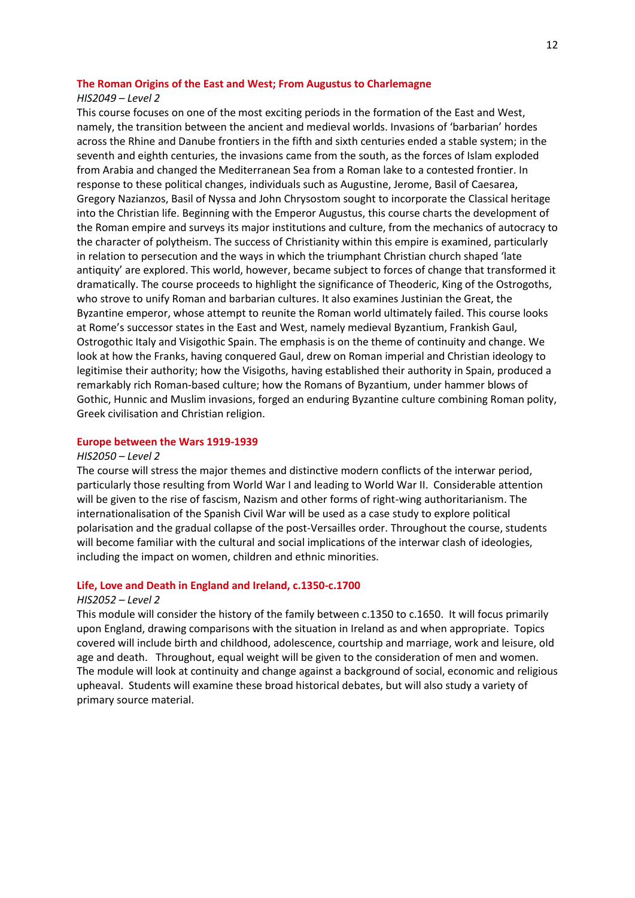### The Roman Origins of the East and West; From Augustus to Charlemagne

*HIS2049 – Level 2*

This course focuses on one of the most exciting periods in the formation of the East and West, namely, the transition between the ancient and medieval worlds. Invasions of 'barbarian' hordes across the Rhine and Danube frontiers in the fifth and sixth centuries ended a stable system; in the seventh and eighth centuries, the invasions came from the south, as the forces of Islam exploded from Arabia and changed the Mediterranean Sea from a Roman lake to a contested frontier. In response to these political changes, individuals such as Augustine, Jerome, Basil of Caesarea, Gregory Nazianzos, Basil of Nyssa and John Chrysostom sought to incorporate the Classical heritage into the Christian life. Beginning with the Emperor Augustus, this course charts the development of the Roman empire and surveys its major institutions and culture, from the mechanics of autocracy to the character of polytheism. The success of Christianity within this empire is examined, particularly in relation to persecution and the ways in which the triumphant Christian church shaped 'late antiquity' are explored. This world, however, became subject to forces of change that transformed it dramatically. The course proceeds to highlight the significance of Theoderic, King of the Ostrogoths, who strove to unify Roman and barbarian cultures. It also examines Justinian the Great, the Byzantine emperor, whose attempt to reunite the Roman world ultimately failed. This course looks at Rome's successor states in the East and West, namely medieval Byzantium, Frankish Gaul, Ostrogothic Italy and Visigothic Spain. The emphasis is on the theme of continuity and change. We look at how the Franks, having conquered Gaul, drew on Roman imperial and Christian ideology to legitimise their authority; how the Visigoths, having established their authority in Spain, produced a remarkably rich Roman-based culture; how the Romans of Byzantium, under hammer blows of Gothic, Hunnic and Muslim invasions, forged an enduring Byzantine culture combining Roman polity, Greek civilisation and Christian religion.

### Europe between the Wars 1919-1939

*HIS2050 – Level 2*

The course will stress the major themes and distinctive modern conflicts of the interwar period, particularly those resulting from World War I and leading to World War II. Considerable attention will be given to the rise of fascism, Nazism and other forms of right-wing authoritarianism. The internationalisation of the Spanish Civil War will be used as a case study to explore political polarisation and the gradual collapse of the post-Versailles order. Throughout the course, students will become familiar with the cultural and social implications of the interwar clash of ideologies, including the impact on women, children and ethnic minorities.

### Life, Love and Death in England and Ireland, c.1350-c.1700

*HIS2052 – Level 2*

This module will consider the history of the family between c.1350 to c.1650. It will focus primarily upon England, drawing comparisons with the situation in Ireland as and when appropriate. Topics covered will include birth and childhood, adolescence, courtship and marriage, work and leisure, old age and death. Throughout, equal weight will be given to the consideration of men and women. The module will look at continuity and change against a background of social, economic and religious upheaval. Students will examine these broad historical debates, but will also study a variety of primary source material.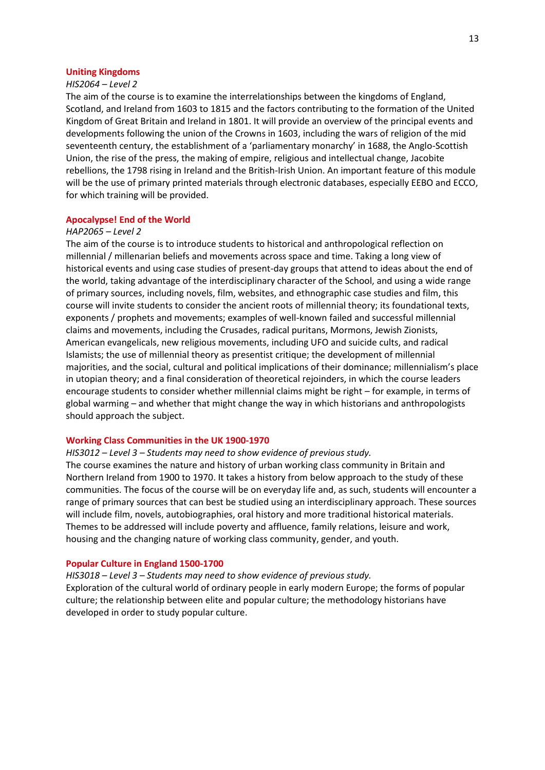### Uniting Kingdoms

*HIS2064 – Level 2*

The aim of the course is to examine the interrelationships between the kingdoms of England, Scotland, and Ireland from 1603 to 1815 and the factors contributing to the formation of the United Kingdom of Great Britain and Ireland in 1801. It will provide an overview of the principal events and developments following the union of the Crowns in 1603, including the wars of religion of the mid seventeenth century, the establishment of a 'parliamentary monarchy' in 1688, the Anglo-Scottish Union, the rise of the press, the making of empire, religious and intellectual change, Jacobite rebellions, the 1798 rising in Ireland and the British-Irish Union. An important feature of this module will be the use of primary printed materials through electronic databases, especially EEBO and ECCO, for which training will be provided.

### Apocalypse! End of the World

*HAP2065 – Level 2*

The aim of the course is to introduce students to historical and anthropological reflection on millennial / millenarian beliefs and movements across space and time. Taking a long view of historical events and using case studies of present-day groups that attend to ideas about the end of the world, taking advantage of the interdisciplinary character of the School, and using a wide range of primary sources, including novels, film, websites, and ethnographic case studies and film, this course will invite students to consider the ancient roots of millennial theory; its foundational texts, exponents / prophets and movements; examples of well-known failed and successful millennial claims and movements, including the Crusades, radical puritans, Mormons, Jewish Zionists, American evangelicals, new religious movements, including UFO and suicide cults, and radical Islamists; the use of millennial theory as presentist critique; the development of millennial majorities, and the social, cultural and political implications of their dominance; millennialism's place in utopian theory; and a final consideration of theoretical rejoinders, in which the course leaders encourage students to consider whether millennial claims might be right – for example, in terms of global warming – and whether that might change the way in which historians and anthropologists should approach the subject.

### Working Class Communities in the UK 1900-1970

*HIS3012 – Level 3 – Students may need to show evidence of previous study.*

The course examines the nature and history of urban working class community in Britain and Northern Ireland from 1900 to 1970. It takes a history from below approach to the study of these communities. The focus of the course will be on everyday life and, as such, students will encounter a range of primary sources that can best be studied using an interdisciplinary approach. These sources will include film, novels, autobiographies, oral history and more traditional historical materials. Themes to be addressed will include poverty and affluence, family relations, leisure and work, housing and the changing nature of working class community, gender, and youth.

### Popular Culture in England 1500-1700

*HIS3018 – Level 3 – Students may need to show evidence of previous study.*

Exploration of the cultural world of ordinary people in early modern Europe; the forms of popular culture; the relationship between elite and popular culture; the methodology historians have developed in order to study popular culture.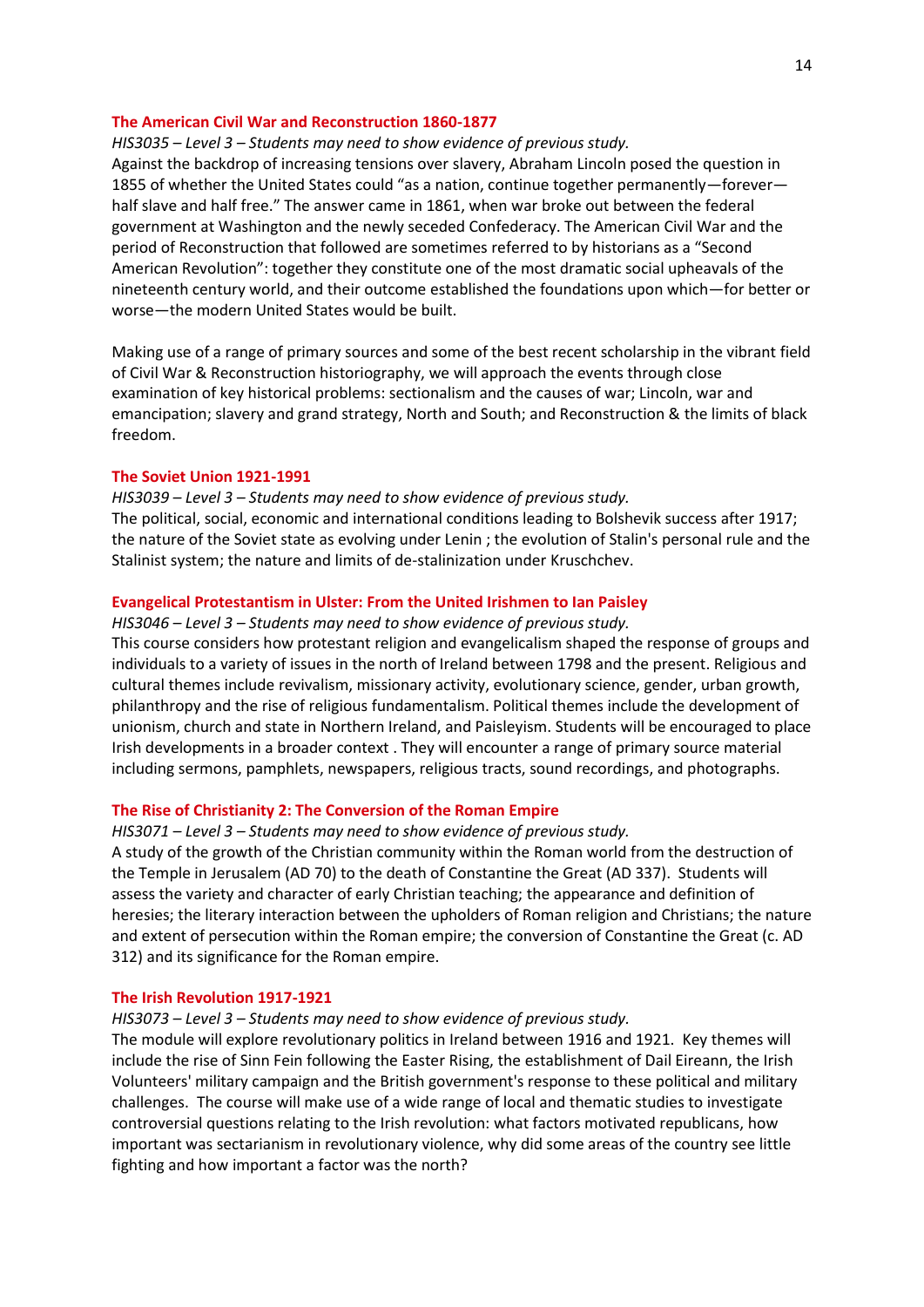### The American Civil War and Reconstruction 1860-1877

*HIS3035 – Level 3 – Students may need to show evidence of previous study.*

Against the backdrop of increasing tensions over slavery, Abraham Lincoln posed the question in 1855 of whether the United States could "as a nation, continue together permanently—forever—half slave and half free." The answer came in 1861, when war broke out between the federal government at Washington and the newly seceded Confederacy. The American Civil War and the period of Reconstruction that followed are sometimes referred to by historians as a "Second American Revolution": together they constitute one of the most dramatic social upheavals of the nineteenth century world, and their outcome established the foundations upon which—for better or worse—the modern United States would be built.

Making use of a range of primary sources and some of the best recent scholarship in the vibrant field of Civil War & Reconstruction historiography, we will approach the events through close examination of key historical problems: sectionalism and the causes of war; Lincoln, war and emancipation; slavery and grand strategy, North and South; and Reconstruction & the limits of black freedom.

### The Soviet Union 1921-1991

*HIS3039 – Level 3 – Students may need to show evidence of previous study.*

The political, social, economic and international conditions leading to Bolshevik success after 1917; the nature of the Soviet state as evolving under Lenin ; the evolution of Stalin's personal rule and the Stalinist system; the nature and limits of de-stalinization under Kruschchev.

### Evangelical Protestantism in Ulster: From the United Irishmen to Ian Paisley

*HIS3046 – Level 3 – Students may need to show evidence of previous study.*

This course considers how protestant religion and evangelicalism shaped the response of groups and individuals to a variety of issues in the north of Ireland between 1798 and the present. Religious and cultural themes include revivalism, missionary activity, evolutionary science, gender, urban growth, philanthropy and the rise of religious fundamentalism. Political themes include the development of unionism, church and state in Northern Ireland, and Paisleyism. Students will be encouraged to place Irish developments in a broader context . They will encounter a range of primary source material including sermons, pamphlets, newspapers, religious tracts, sound recordings, and photographs.

### The Rise of Christianity 2: The Conversion of the Roman Empire

*HIS3071 – Level 3 – Students may need to show evidence of previous study.*

A study of the growth of the Christian community within the Roman world from the destruction of the Temple in Jerusalem (AD 70) to the death of Constantine the Great (AD 337). Students will assess the variety and character of early Christian teaching; the appearance and definition of heresies; the literary interaction between the upholders of Roman religion and Christians; the nature and extent of persecution within the Roman empire; the conversion of Constantine the Great (c. AD 312) and its significance for the Roman empire.

### The Irish Revolution 1917-1921

*HIS3073 – Level 3 – Students may need to show evidence of previous study.*

The module will explore revolutionary politics in Ireland between 1916 and 1921. Key themes will include the rise of Sinn Fein following the Easter Rising, the establishment of Dail Eireann, the Irish Volunteers' military campaign and the British government's response to these political and military challenges. The course will make use of a wide range of local and thematic studies to investigate controversial questions relating to the Irish revolution: what factors motivated republicans, how important was sectarianism in revolutionary violence, why did some areas of the country see little fighting and how important a factor was the north?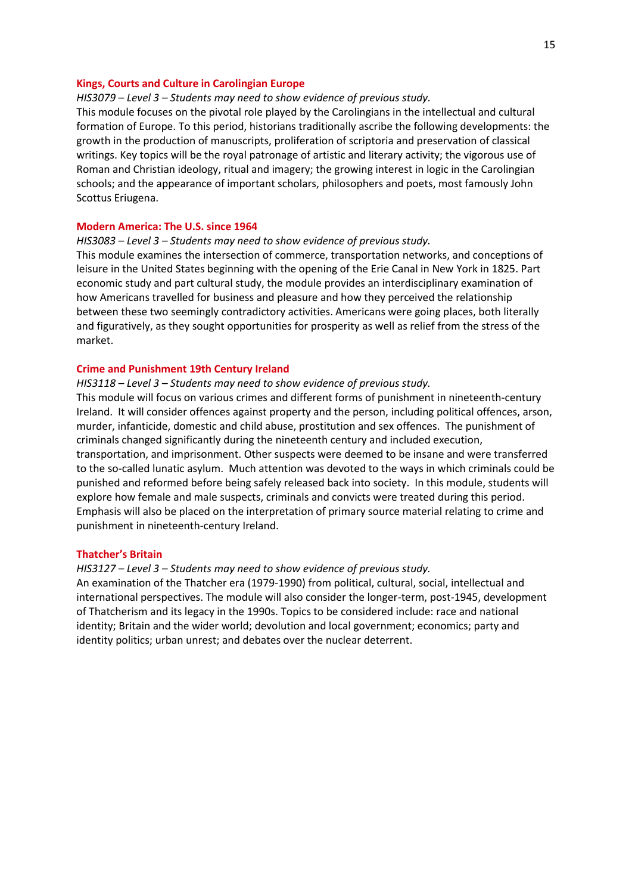### Kings, Courts and Culture in Carolingian Europe

*HIS3079 – Level 3 – Students may need to show evidence of previous study.*

This module focuses on the pivotal role played by the Carolingians in the intellectual and cultural formation of Europe. To this period, historians traditionally ascribe the following developments: the growth in the production of manuscripts, proliferation of scriptoria and preservation of classical writings. Key topics will be the royal patronage of artistic and literary activity; the vigorous use of Roman and Christian ideology, ritual and imagery; the growing interest in logic in the Carolingian schools; and the appearance of important scholars, philosophers and poets, most famously John Scottus Eriugena.

### Modern America: The U.S. since 1964

*HIS3083 – Level 3 – Students may need to show evidence of previous study.*

This module examines the intersection of commerce, transportation networks, and conceptions of leisure in the United States beginning with the opening of the Erie Canal in New York in 1825. Part economic study and part cultural study, the module provides an interdisciplinary examination of how Americans travelled for business and pleasure and how they perceived the relationship between these two seemingly contradictory activities. Americans were going places, both literally and figuratively, as they sought opportunities for prosperity as well as relief from the stress of the market.

### Crime and Punishment 19th Century Ireland

*HIS3118 – Level 3 – Students may need to show evidence of previous study.*

This module will focus on various crimes and different forms of punishment in nineteenth-century Ireland. It will consider offences against property and the person, including political offences, arson, murder, infanticide, domestic and child abuse, prostitution and sex offences. The punishment of criminals changed significantly during the nineteenth century and included execution, transportation, and imprisonment. Other suspects were deemed to be insane and were transferred to the so-called lunatic asylum. Much attention was devoted to the ways in which criminals could be punished and reformed before being safely released back into society. In this module, students will explore how female and male suspects, criminals and convicts were treated during this period. Emphasis will also be placed on the interpretation of primary source material relating to crime and punishment in nineteenth-century Ireland.

### Thatcher's Britain

*HIS3127 – Level 3 – Students may need to show evidence of previous study.*

An examination of the Thatcher era (1979-1990) from political, cultural, social, intellectual and international perspectives. The module will also consider the longer-term, post-1945, development of Thatcherism and its legacy in the 1990s. Topics to be considered include: race and national identity; Britain and the wider world; devolution and local government; economics; party and identity politics; urban unrest; and debates over the nuclear deterrent.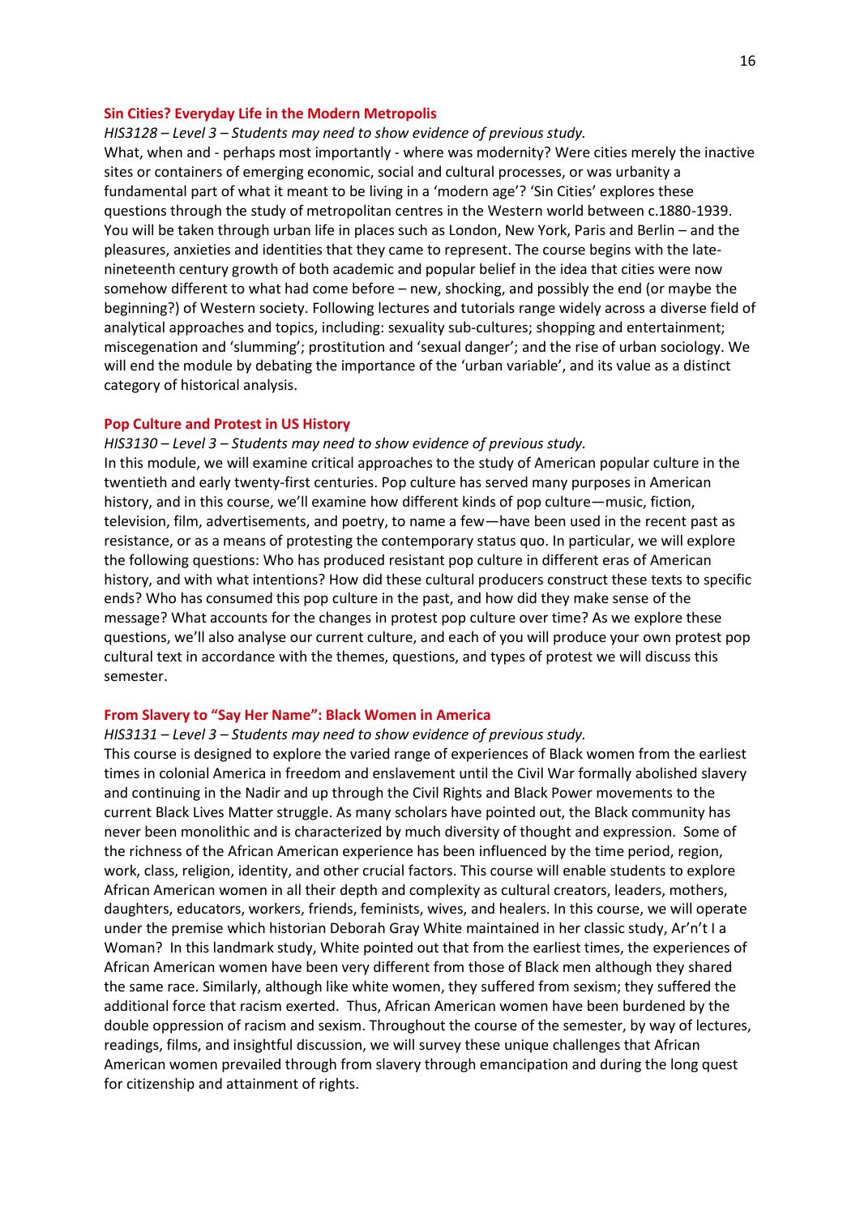## Sin Cities? Everyday Life in the Modern Metropolis

*HIS3128 – Level 3 – Students may need to show evidence of previous study.*

What, when and - perhaps most importantly - where was modernity? Were cities merely the inactive sites or containers of emerging economic, social and cultural processes, or was urbanity a fundamental part of what it meant to be living in a 'modern age'? 'Sin Cities' explores these questions through the study of metropolitan centres in the Western world between c.1880-1939. You will be taken through urban life in places such as London, New York, Paris and Berlin – and the pleasures, anxieties and identities that they came to represent. The course begins with the late-nineteenth century growth of both academic and popular belief in the idea that cities were now somehow different to what had come before – new, shocking, and possibly the end (or maybe the beginning?) of Western society. Following lectures and tutorials range widely across a diverse field of analytical approaches and topics, including: sexuality sub-cultures; shopping and entertainment; miscegenation and 'slumming'; prostitution and 'sexual danger'; and the rise of urban sociology. We will end the module by debating the importance of the 'urban variable', and its value as a distinct category of historical analysis.

## Pop Culture and Protest in US History

*HIS3130 – Level 3 – Students may need to show evidence of previous study.*

In this module, we will examine critical approaches to the study of American popular culture in the twentieth and early twenty-first centuries. Pop culture has served many purposes in American history, and in this course, we'll examine how different kinds of pop culture—music, fiction, television, film, advertisements, and poetry, to name a few—have been used in the recent past as resistance, or as a means of protesting the contemporary status quo. In particular, we will explore the following questions: Who has produced resistant pop culture in different eras of American history, and with what intentions? How did these cultural producers construct these texts to specific ends? Who has consumed this pop culture in the past, and how did they make sense of the message? What accounts for the changes in protest pop culture over time? As we explore these questions, we'll also analyse our current culture, and each of you will produce your own protest pop cultural text in accordance with the themes, questions, and types of protest we will discuss this semester.

## From Slavery to "Say Her Name": Black Women in America

*HIS3131 – Level 3 – Students may need to show evidence of previous study.*

This course is designed to explore the varied range of experiences of Black women from the earliest times in colonial America in freedom and enslavement until the Civil War formally abolished slavery and continuing in the Nadir and up through the Civil Rights and Black Power movements to the current Black Lives Matter struggle. As many scholars have pointed out, the Black community has never been monolithic and is characterized by much diversity of thought and expression. Some of the richness of the African American experience has been influenced by the time period, region, work, class, religion, identity, and other crucial factors. This course will enable students to explore African American women in all their depth and complexity as cultural creators, leaders, mothers, daughters, educators, workers, friends, feminists, wives, and healers. In this course, we will operate under the premise which historian Deborah Gray White maintained in her classic study, Ar'n't I a Woman? In this landmark study, White pointed out that from the earliest times, the experiences of African American women have been very different from those of Black men although they shared the same race. Similarly, although like white women, they suffered from sexism; they suffered the additional force that racism exerted. Thus, African American women have been burdened by the double oppression of racism and sexism. Throughout the course of the semester, by way of lectures, readings, films, and insightful discussion, we will survey these unique challenges that African American women prevailed through from slavery through emancipation and during the long quest for citizenship and attainment of rights.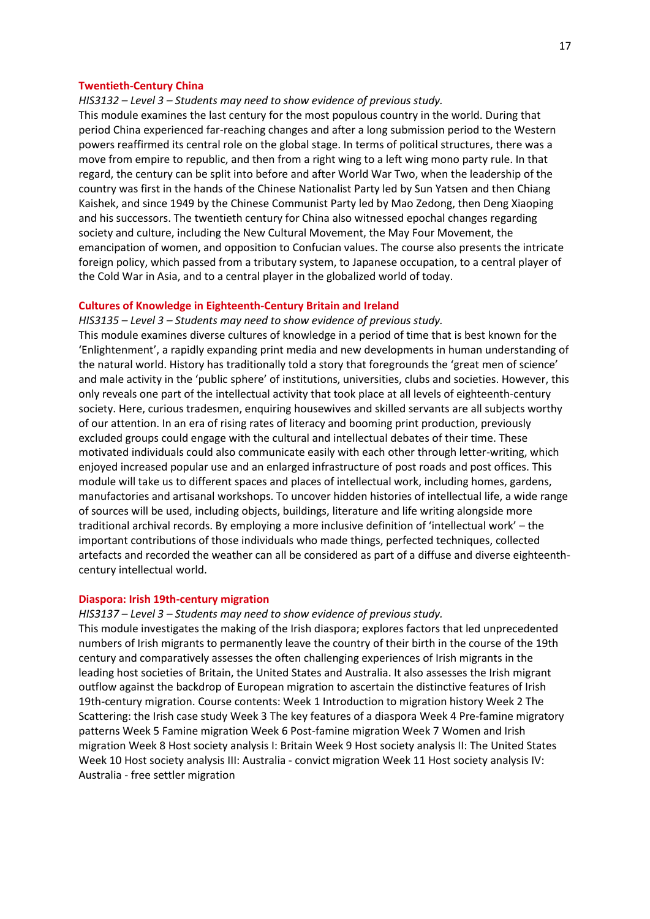### Twentieth-Century China

*HIS3132 – Level 3 – Students may need to show evidence of previous study.*

This module examines the last century for the most populous country in the world. During that period China experienced far-reaching changes and after a long submission period to the Western powers reaffirmed its central role on the global stage. In terms of political structures, there was a move from empire to republic, and then from a right wing to a left wing mono party rule. In that regard, the century can be split into before and after World War Two, when the leadership of the country was first in the hands of the Chinese Nationalist Party led by Sun Yatsen and then Chiang Kaishek, and since 1949 by the Chinese Communist Party led by Mao Zedong, then Deng Xiaoping and his successors. The twentieth century for China also witnessed epochal changes regarding society and culture, including the New Cultural Movement, the May Four Movement, the emancipation of women, and opposition to Confucian values. The course also presents the intricate foreign policy, which passed from a tributary system, to Japanese occupation, to a central player of the Cold War in Asia, and to a central player in the globalized world of today.

### Cultures of Knowledge in Eighteenth-Century Britain and Ireland

*HIS3135 – Level 3 – Students may need to show evidence of previous study.*

This module examines diverse cultures of knowledge in a period of time that is best known for the 'Enlightenment', a rapidly expanding print media and new developments in human understanding of the natural world. History has traditionally told a story that foregrounds the 'great men of science' and male activity in the 'public sphere' of institutions, universities, clubs and societies. However, this only reveals one part of the intellectual activity that took place at all levels of eighteenth-century society. Here, curious tradesmen, enquiring housewives and skilled servants are all subjects worthy of our attention. In an era of rising rates of literacy and booming print production, previously excluded groups could engage with the cultural and intellectual debates of their time. These motivated individuals could also communicate easily with each other through letter-writing, which enjoyed increased popular use and an enlarged infrastructure of post roads and post offices. This module will take us to different spaces and places of intellectual work, including homes, gardens, manufactories and artisanal workshops. To uncover hidden histories of intellectual life, a wide range of sources will be used, including objects, buildings, literature and life writing alongside more traditional archival records. By employing a more inclusive definition of 'intellectual work' – the important contributions of those individuals who made things, perfected techniques, collected artefacts and recorded the weather can all be considered as part of a diffuse and diverse eighteenth-century intellectual world.

### Diaspora: Irish 19th-century migration

*HIS3137 – Level 3 – Students may need to show evidence of previous study.*

This module investigates the making of the Irish diaspora; explores factors that led unprecedented numbers of Irish migrants to permanently leave the country of their birth in the course of the 19th century and comparatively assesses the often challenging experiences of Irish migrants in the leading host societies of Britain, the United States and Australia. It also assesses the Irish migrant outflow against the backdrop of European migration to ascertain the distinctive features of Irish 19th-century migration. Course contents: Week 1 Introduction to migration history Week 2 The Scattering: the Irish case study Week 3 The key features of a diaspora Week 4 Pre-famine migratory patterns Week 5 Famine migration Week 6 Post-famine migration Week 7 Women and Irish migration Week 8 Host society analysis I: Britain Week 9 Host society analysis II: The United States Week 10 Host society analysis III: Australia - convict migration Week 11 Host society analysis IV: Australia - free settler migration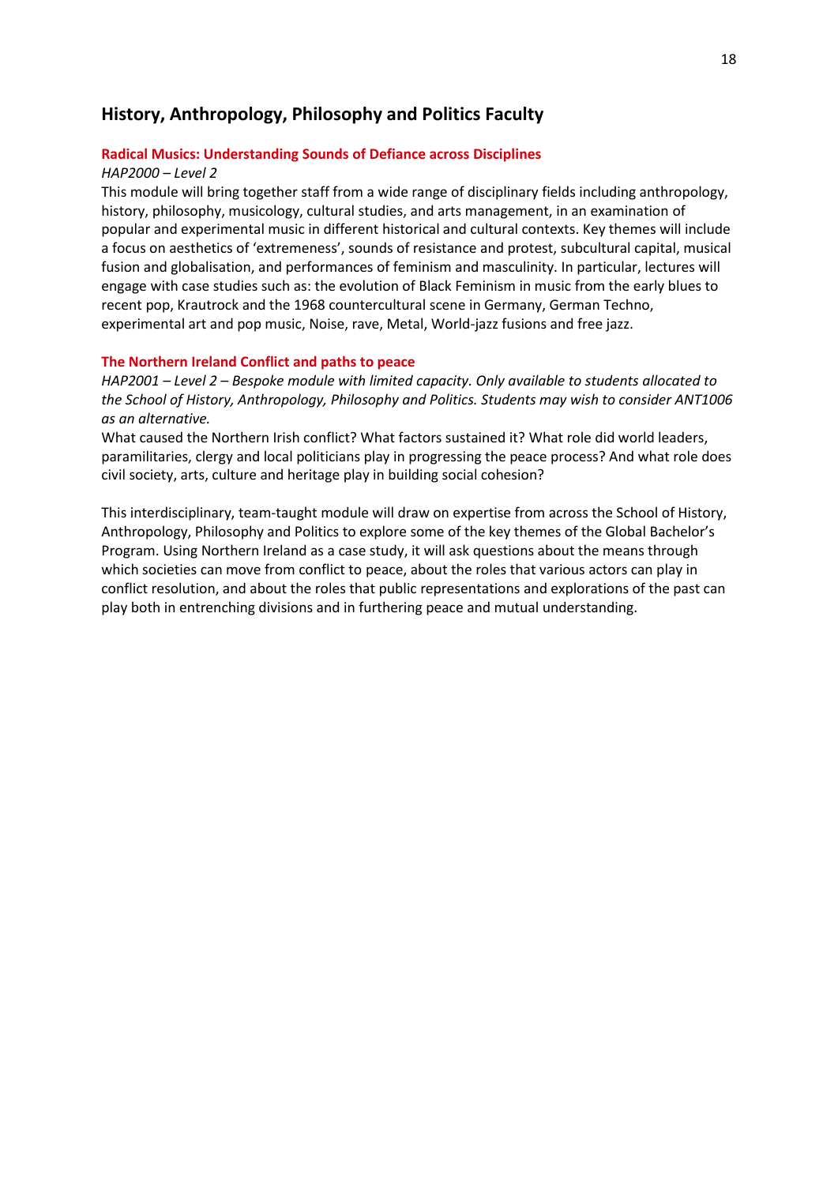## History, Anthropology, Philosophy and Politics Faculty

### Radical Musics: Understanding Sounds of Defiance across Disciplines

*HAP2000 – Level 2*

This module will bring together staff from a wide range of disciplinary fields including anthropology, history, philosophy, musicology, cultural studies, and arts management, in an examination of popular and experimental music in different historical and cultural contexts. Key themes will include a focus on aesthetics of 'extremeness', sounds of resistance and protest, subcultural capital, musical fusion and globalisation, and performances of feminism and masculinity. In particular, lectures will engage with case studies such as: the evolution of Black Feminism in music from the early blues to recent pop, Krautrock and the 1968 countercultural scene in Germany, German Techno, experimental art and pop music, Noise, rave, Metal, World-jazz fusions and free jazz.

### The Northern Ireland Conflict and paths to peace

*HAP2001 – Level 2 – Bespoke module with limited capacity. Only available to students allocated to the School of History, Anthropology, Philosophy and Politics. Students may wish to consider ANT1006 as an alternative.*

What caused the Northern Irish conflict? What factors sustained it? What role did world leaders, paramilitaries, clergy and local politicians play in progressing the peace process? And what role does civil society, arts, culture and heritage play in building social cohesion?

This interdisciplinary, team-taught module will draw on expertise from across the School of History, Anthropology, Philosophy and Politics to explore some of the key themes of the Global Bachelor's Program. Using Northern Ireland as a case study, it will ask questions about the means through which societies can move from conflict to peace, about the roles that various actors can play in conflict resolution, and about the roles that public representations and explorations of the past can play both in entrenching divisions and in furthering peace and mutual understanding.